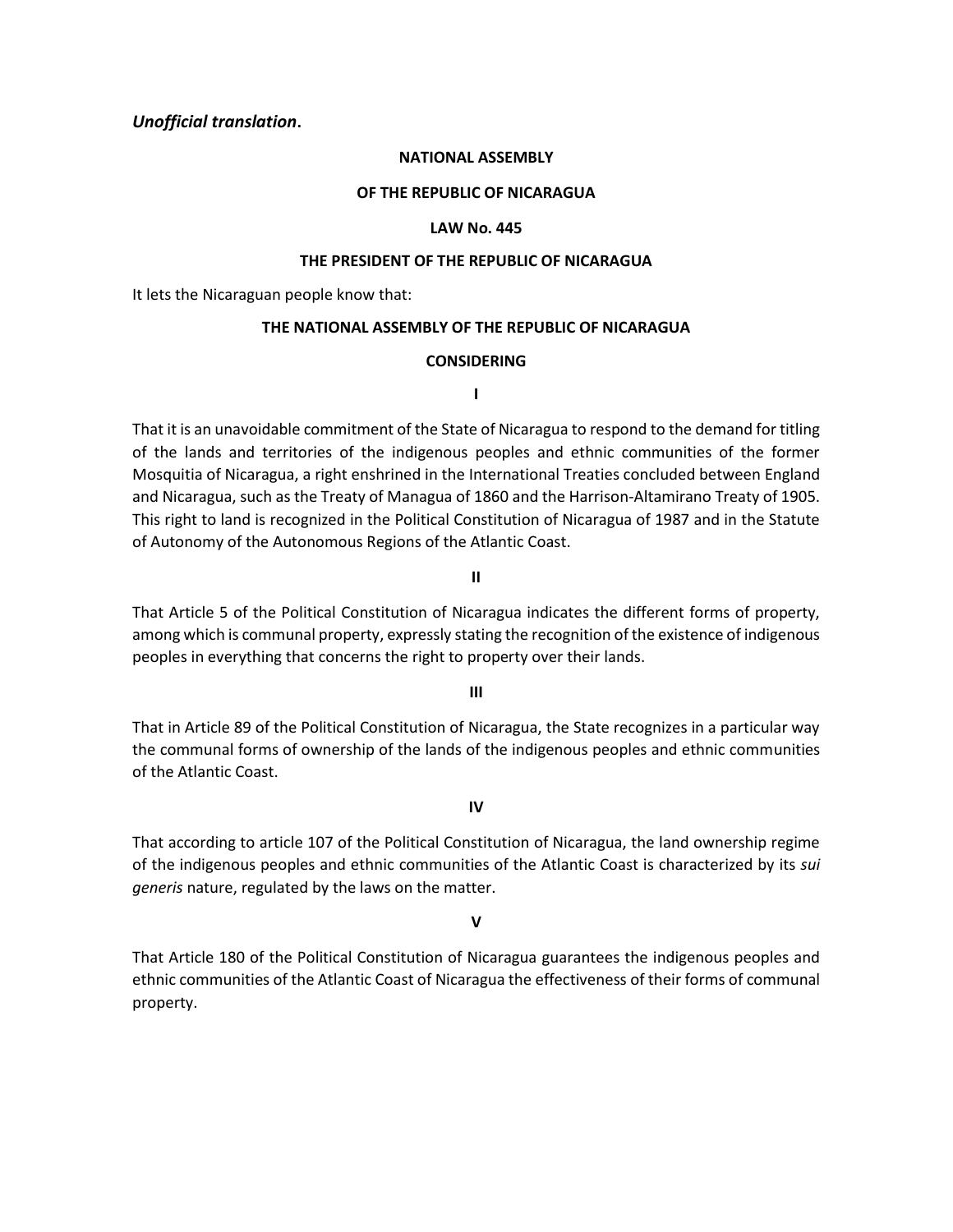***Unofficial translation*.**

**NATIONAL ASSEMBLY**

**OF THE REPUBLIC OF NICARAGUA**

**LAW No. 445**

**THE PRESIDENT OF THE REPUBLIC OF NICARAGUA**

It lets the Nicaraguan people know that:

**THE NATIONAL ASSEMBLY OF THE REPUBLIC OF NICARAGUA**

**CONSIDERING**

**I**

That it is an unavoidable commitment of the State of Nicaragua to respond to the demand for titling of the lands and territories of the indigenous peoples and ethnic communities of the former Mosquitia of Nicaragua, a right enshrined in the International Treaties concluded between England and Nicaragua, such as the Treaty of Managua of 1860 and the Harrison-Altamirano Treaty of 1905. This right to land is recognized in the Political Constitution of Nicaragua of 1987 and in the Statute of Autonomy of the Autonomous Regions of the Atlantic Coast.

**II**

That Article 5 of the Political Constitution of Nicaragua indicates the different forms of property, among which is communal property, expressly stating the recognition of the existence of indigenous peoples in everything that concerns the right to property over their lands.

**III**

That in Article 89 of the Political Constitution of Nicaragua, the State recognizes in a particular way the communal forms of ownership of the lands of the indigenous peoples and ethnic communities of the Atlantic Coast.

**IV**

That according to article 107 of the Political Constitution of Nicaragua, the land ownership regime of the indigenous peoples and ethnic communities of the Atlantic Coast is characterized by its *sui generis* nature, regulated by the laws on the matter.

**V**

That Article 180 of the Political Constitution of Nicaragua guarantees the indigenous peoples and ethnic communities of the Atlantic Coast of Nicaragua the effectiveness of their forms of communal property.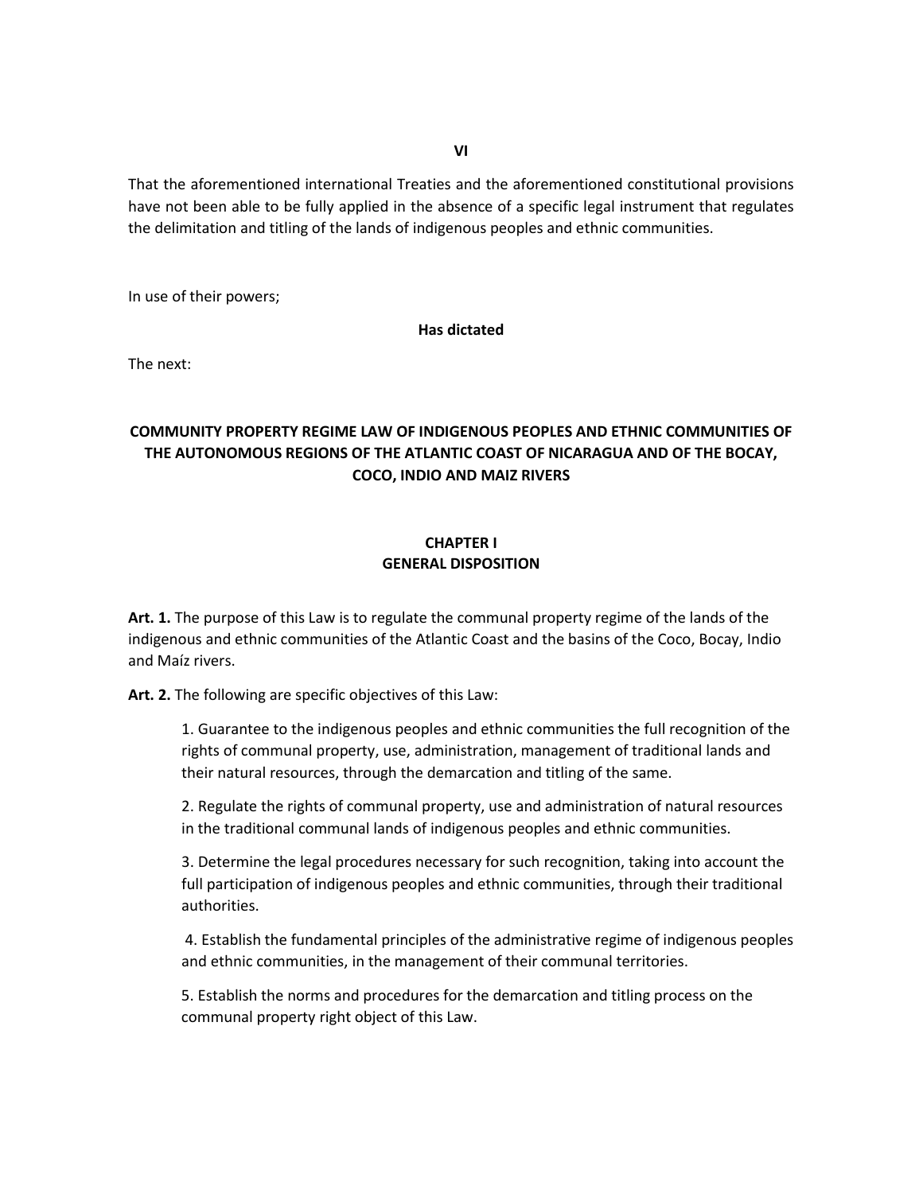**VI**

That the aforementioned international Treaties and the aforementioned constitutional provisions have not been able to be fully applied in the absence of a specific legal instrument that regulates the delimitation and titling of the lands of indigenous peoples and ethnic communities.

In use of their powers;

**Has dictated**

The next:

## COMMUNITY PROPERTY REGIME LAW OF INDIGENOUS PEOPLES AND ETHNIC COMMUNITIES OF THE AUTONOMOUS REGIONS OF THE ATLANTIC COAST OF NICARAGUA AND OF THE BOCAY, COCO, INDIO AND MAIZ RIVERS

### CHAPTER I
### GENERAL DISPOSITION

**Art. 1.** The purpose of this Law is to regulate the communal property regime of the lands of the indigenous and ethnic communities of the Atlantic Coast and the basins of the Coco, Bocay, Indio and Maíz rivers.

**Art. 2.** The following are specific objectives of this Law:

1. Guarantee to the indigenous peoples and ethnic communities the full recognition of the rights of communal property, use, administration, management of traditional lands and their natural resources, through the demarcation and titling of the same.

2. Regulate the rights of communal property, use and administration of natural resources in the traditional communal lands of indigenous peoples and ethnic communities.

3. Determine the legal procedures necessary for such recognition, taking into account the full participation of indigenous peoples and ethnic communities, through their traditional authorities.

4. Establish the fundamental principles of the administrative regime of indigenous peoples and ethnic communities, in the management of their communal territories.

5. Establish the norms and procedures for the demarcation and titling process on the communal property right object of this Law.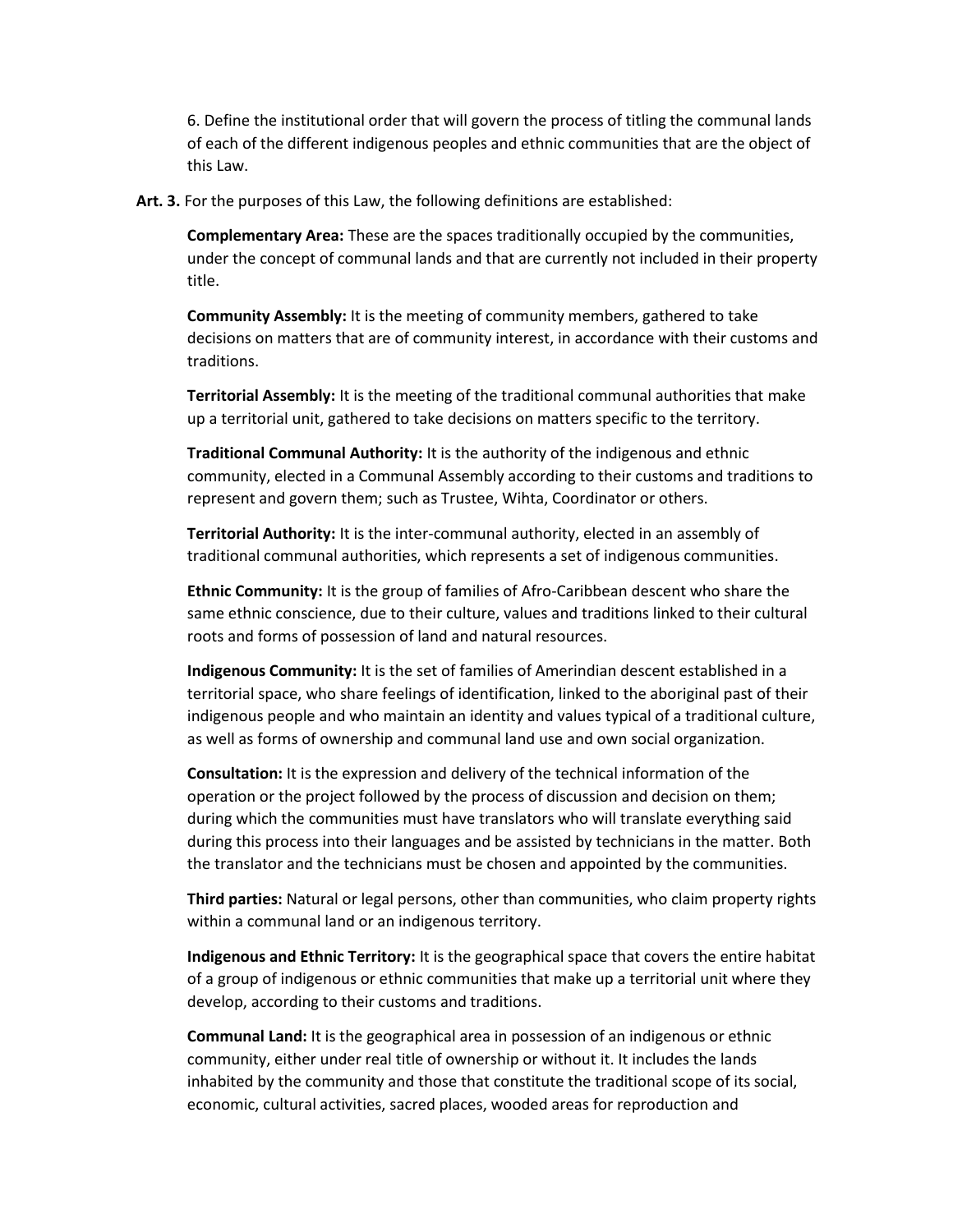6. Define the institutional order that will govern the process of titling the communal lands of each of the different indigenous peoples and ethnic communities that are the object of this Law.

**Art. 3.** For the purposes of this Law, the following definitions are established:

**Complementary Area:** These are the spaces traditionally occupied by the communities, under the concept of communal lands and that are currently not included in their property title.

**Community Assembly:** It is the meeting of community members, gathered to take decisions on matters that are of community interest, in accordance with their customs and traditions.

**Territorial Assembly:** It is the meeting of the traditional communal authorities that make up a territorial unit, gathered to take decisions on matters specific to the territory.

**Traditional Communal Authority:** It is the authority of the indigenous and ethnic community, elected in a Communal Assembly according to their customs and traditions to represent and govern them; such as Trustee, Wihta, Coordinator or others.

**Territorial Authority:** It is the inter-communal authority, elected in an assembly of traditional communal authorities, which represents a set of indigenous communities.

**Ethnic Community:** It is the group of families of Afro-Caribbean descent who share the same ethnic conscience, due to their culture, values and traditions linked to their cultural roots and forms of possession of land and natural resources.

**Indigenous Community:** It is the set of families of Amerindian descent established in a territorial space, who share feelings of identification, linked to the aboriginal past of their indigenous people and who maintain an identity and values typical of a traditional culture, as well as forms of ownership and communal land use and own social organization.

**Consultation:** It is the expression and delivery of the technical information of the operation or the project followed by the process of discussion and decision on them; during which the communities must have translators who will translate everything said during this process into their languages and be assisted by technicians in the matter. Both the translator and the technicians must be chosen and appointed by the communities.

**Third parties:** Natural or legal persons, other than communities, who claim property rights within a communal land or an indigenous territory.

**Indigenous and Ethnic Territory:** It is the geographical space that covers the entire habitat of a group of indigenous or ethnic communities that make up a territorial unit where they develop, according to their customs and traditions.

**Communal Land:** It is the geographical area in possession of an indigenous or ethnic community, either under real title of ownership or without it. It includes the lands inhabited by the community and those that constitute the traditional scope of its social, economic, cultural activities, sacred places, wooded areas for reproduction and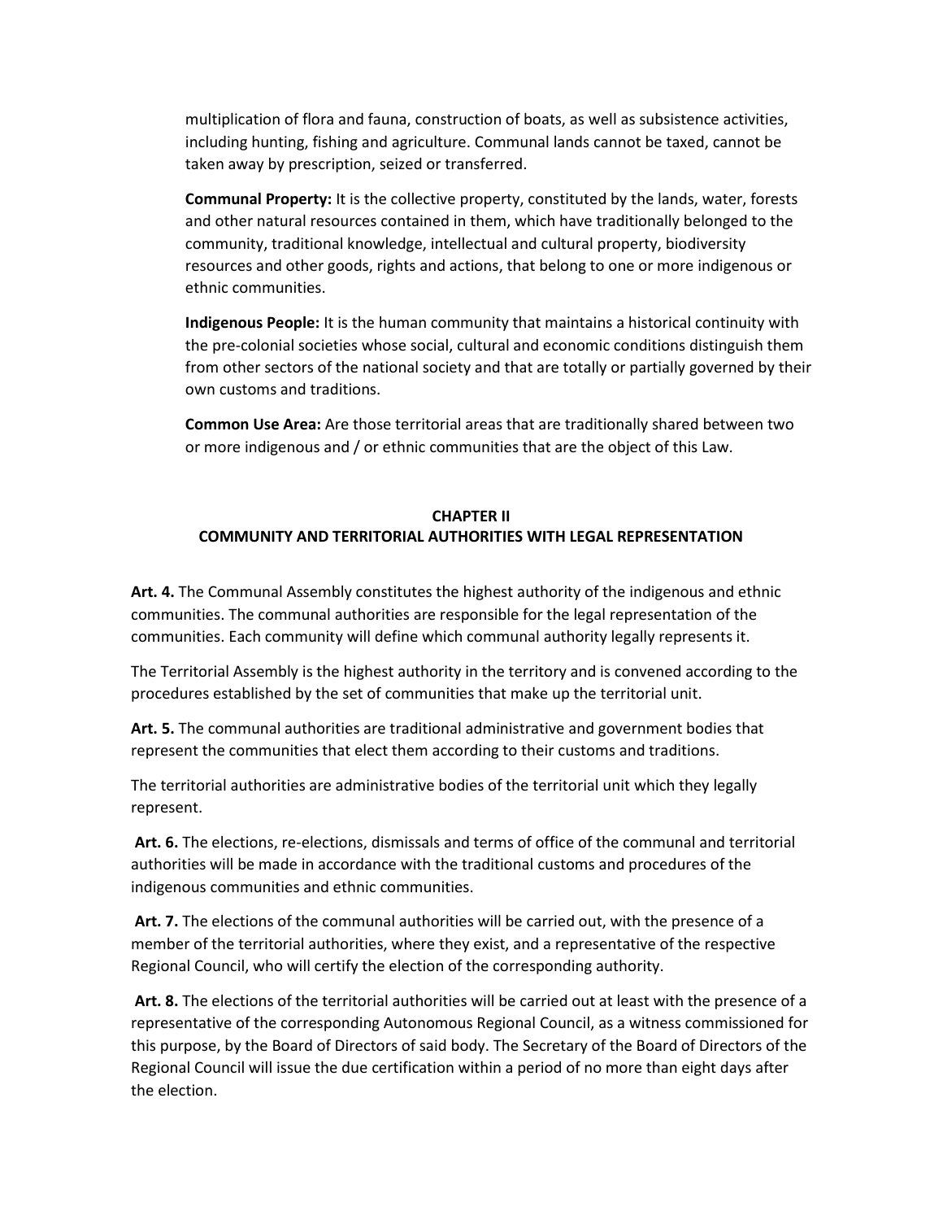multiplication of flora and fauna, construction of boats, as well as subsistence activities, including hunting, fishing and agriculture. Communal lands cannot be taxed, cannot be taken away by prescription, seized or transferred.

**Communal Property:** It is the collective property, constituted by the lands, water, forests and other natural resources contained in them, which have traditionally belonged to the community, traditional knowledge, intellectual and cultural property, biodiversity resources and other goods, rights and actions, that belong to one or more indigenous or ethnic communities.

**Indigenous People:** It is the human community that maintains a historical continuity with the pre-colonial societies whose social, cultural and economic conditions distinguish them from other sectors of the national society and that are totally or partially governed by their own customs and traditions.

**Common Use Area:** Are those territorial areas that are traditionally shared between two or more indigenous and / or ethnic communities that are the object of this Law.

## CHAPTER II
## COMMUNITY AND TERRITORIAL AUTHORITIES WITH LEGAL REPRESENTATION

**Art. 4.** The Communal Assembly constitutes the highest authority of the indigenous and ethnic communities. The communal authorities are responsible for the legal representation of the communities. Each community will define which communal authority legally represents it.

The Territorial Assembly is the highest authority in the territory and is convened according to the procedures established by the set of communities that make up the territorial unit.

**Art. 5.** The communal authorities are traditional administrative and government bodies that represent the communities that elect them according to their customs and traditions.

The territorial authorities are administrative bodies of the territorial unit which they legally represent.

**Art. 6.** The elections, re-elections, dismissals and terms of office of the communal and territorial authorities will be made in accordance with the traditional customs and procedures of the indigenous communities and ethnic communities.

**Art. 7.** The elections of the communal authorities will be carried out, with the presence of a member of the territorial authorities, where they exist, and a representative of the respective Regional Council, who will certify the election of the corresponding authority.

**Art. 8.** The elections of the territorial authorities will be carried out at least with the presence of a representative of the corresponding Autonomous Regional Council, as a witness commissioned for this purpose, by the Board of Directors of said body. The Secretary of the Board of Directors of the Regional Council will issue the due certification within a period of no more than eight days after the election.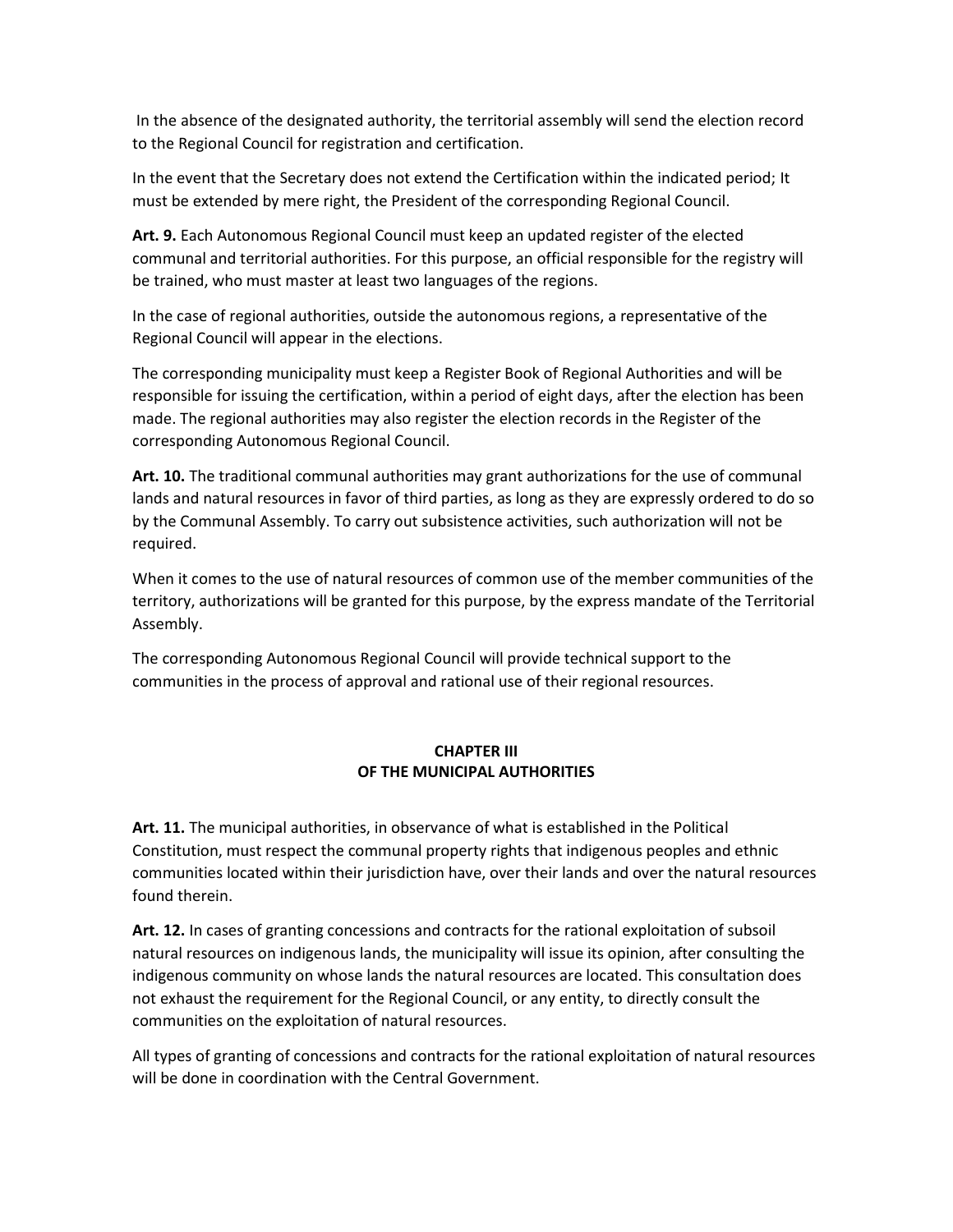In the absence of the designated authority, the territorial assembly will send the election record to the Regional Council for registration and certification.

In the event that the Secretary does not extend the Certification within the indicated period; It must be extended by mere right, the President of the corresponding Regional Council.

**Art. 9.** Each Autonomous Regional Council must keep an updated register of the elected communal and territorial authorities. For this purpose, an official responsible for the registry will be trained, who must master at least two languages of the regions.

In the case of regional authorities, outside the autonomous regions, a representative of the Regional Council will appear in the elections.

The corresponding municipality must keep a Register Book of Regional Authorities and will be responsible for issuing the certification, within a period of eight days, after the election has been made. The regional authorities may also register the election records in the Register of the corresponding Autonomous Regional Council.

**Art. 10.** The traditional communal authorities may grant authorizations for the use of communal lands and natural resources in favor of third parties, as long as they are expressly ordered to do so by the Communal Assembly. To carry out subsistence activities, such authorization will not be required.

When it comes to the use of natural resources of common use of the member communities of the territory, authorizations will be granted for this purpose, by the express mandate of the Territorial Assembly.

The corresponding Autonomous Regional Council will provide technical support to the communities in the process of approval and rational use of their regional resources.

## CHAPTER III
## OF THE MUNICIPAL AUTHORITIES

**Art. 11.** The municipal authorities, in observance of what is established in the Political Constitution, must respect the communal property rights that indigenous peoples and ethnic communities located within their jurisdiction have, over their lands and over the natural resources found therein.

**Art. 12.** In cases of granting concessions and contracts for the rational exploitation of subsoil natural resources on indigenous lands, the municipality will issue its opinion, after consulting the indigenous community on whose lands the natural resources are located. This consultation does not exhaust the requirement for the Regional Council, or any entity, to directly consult the communities on the exploitation of natural resources.

All types of granting of concessions and contracts for the rational exploitation of natural resources will be done in coordination with the Central Government.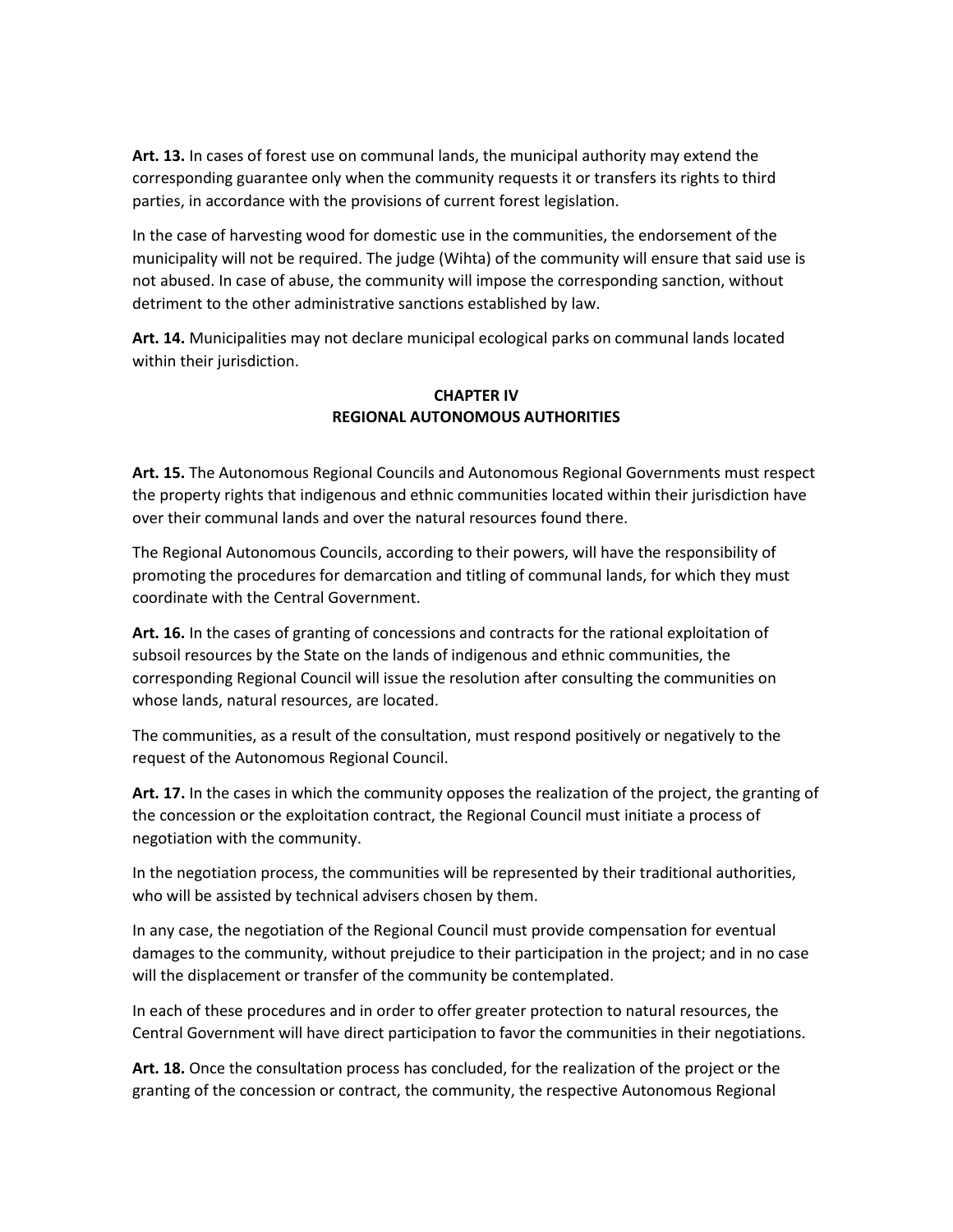**Art. 13.** In cases of forest use on communal lands, the municipal authority may extend the corresponding guarantee only when the community requests it or transfers its rights to third parties, in accordance with the provisions of current forest legislation.

In the case of harvesting wood for domestic use in the communities, the endorsement of the municipality will not be required. The judge (Wihta) of the community will ensure that said use is not abused. In case of abuse, the community will impose the corresponding sanction, without detriment to the other administrative sanctions established by law.

**Art. 14.** Municipalities may not declare municipal ecological parks on communal lands located within their jurisdiction.

## CHAPTER IV
## REGIONAL AUTONOMOUS AUTHORITIES

**Art. 15.** The Autonomous Regional Councils and Autonomous Regional Governments must respect the property rights that indigenous and ethnic communities located within their jurisdiction have over their communal lands and over the natural resources found there.

The Regional Autonomous Councils, according to their powers, will have the responsibility of promoting the procedures for demarcation and titling of communal lands, for which they must coordinate with the Central Government.

**Art. 16.** In the cases of granting of concessions and contracts for the rational exploitation of subsoil resources by the State on the lands of indigenous and ethnic communities, the corresponding Regional Council will issue the resolution after consulting the communities on whose lands, natural resources, are located.

The communities, as a result of the consultation, must respond positively or negatively to the request of the Autonomous Regional Council.

**Art. 17.** In the cases in which the community opposes the realization of the project, the granting of the concession or the exploitation contract, the Regional Council must initiate a process of negotiation with the community.

In the negotiation process, the communities will be represented by their traditional authorities, who will be assisted by technical advisers chosen by them.

In any case, the negotiation of the Regional Council must provide compensation for eventual damages to the community, without prejudice to their participation in the project; and in no case will the displacement or transfer of the community be contemplated.

In each of these procedures and in order to offer greater protection to natural resources, the Central Government will have direct participation to favor the communities in their negotiations.

**Art. 18.** Once the consultation process has concluded, for the realization of the project or the granting of the concession or contract, the community, the respective Autonomous Regional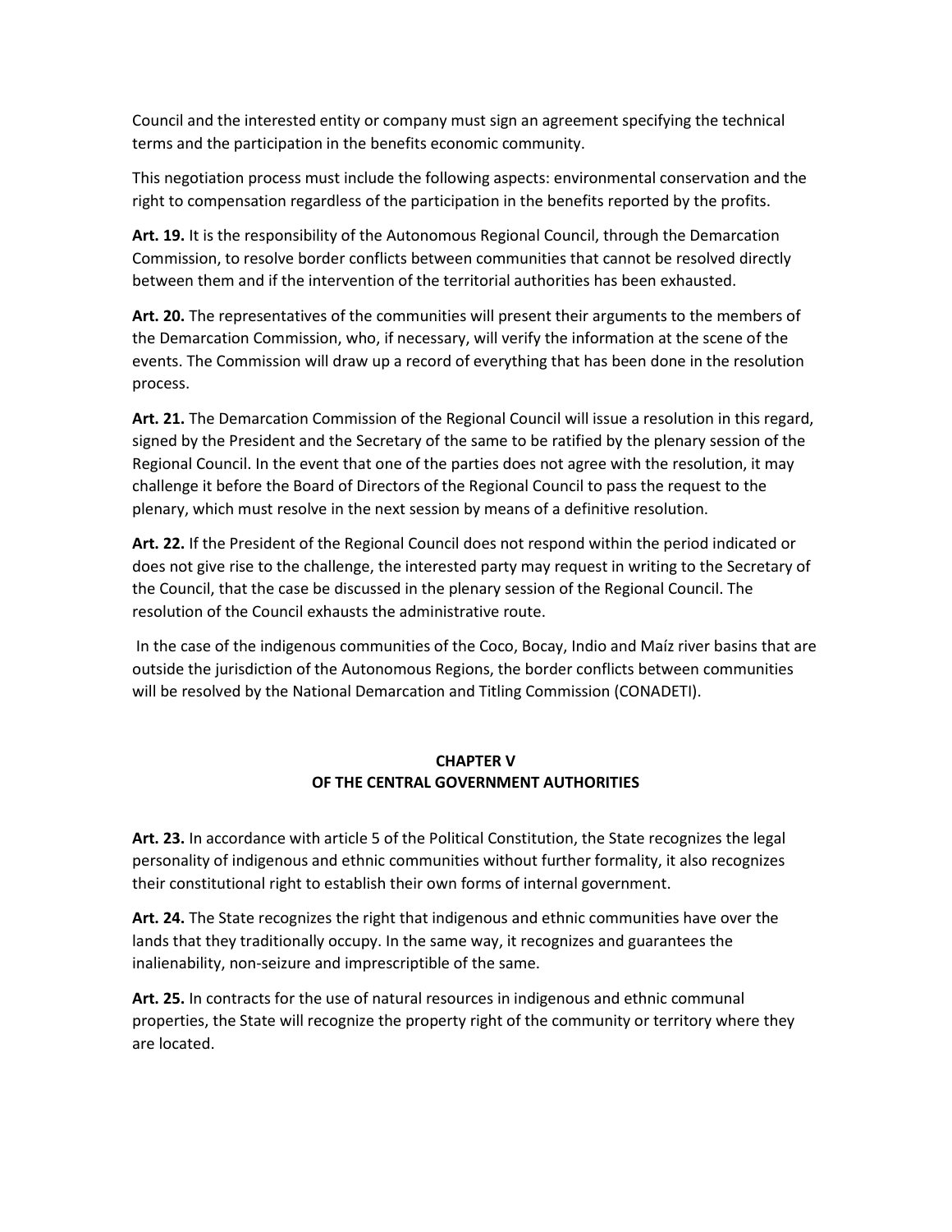Council and the interested entity or company must sign an agreement specifying the technical terms and the participation in the benefits economic community.

This negotiation process must include the following aspects: environmental conservation and the right to compensation regardless of the participation in the benefits reported by the profits.

**Art. 19.** It is the responsibility of the Autonomous Regional Council, through the Demarcation Commission, to resolve border conflicts between communities that cannot be resolved directly between them and if the intervention of the territorial authorities has been exhausted.

**Art. 20.** The representatives of the communities will present their arguments to the members of the Demarcation Commission, who, if necessary, will verify the information at the scene of the events. The Commission will draw up a record of everything that has been done in the resolution process.

**Art. 21.** The Demarcation Commission of the Regional Council will issue a resolution in this regard, signed by the President and the Secretary of the same to be ratified by the plenary session of the Regional Council. In the event that one of the parties does not agree with the resolution, it may challenge it before the Board of Directors of the Regional Council to pass the request to the plenary, which must resolve in the next session by means of a definitive resolution.

**Art. 22.** If the President of the Regional Council does not respond within the period indicated or does not give rise to the challenge, the interested party may request in writing to the Secretary of the Council, that the case be discussed in the plenary session of the Regional Council. The resolution of the Council exhausts the administrative route.

In the case of the indigenous communities of the Coco, Bocay, Indio and Maíz river basins that are outside the jurisdiction of the Autonomous Regions, the border conflicts between communities will be resolved by the National Demarcation and Titling Commission (CONADETI).

## CHAPTER V
## OF THE CENTRAL GOVERNMENT AUTHORITIES

**Art. 23.** In accordance with article 5 of the Political Constitution, the State recognizes the legal personality of indigenous and ethnic communities without further formality, it also recognizes their constitutional right to establish their own forms of internal government.

**Art. 24.** The State recognizes the right that indigenous and ethnic communities have over the lands that they traditionally occupy. In the same way, it recognizes and guarantees the inalienability, non-seizure and imprescriptible of the same.

**Art. 25.** In contracts for the use of natural resources in indigenous and ethnic communal properties, the State will recognize the property right of the community or territory where they are located.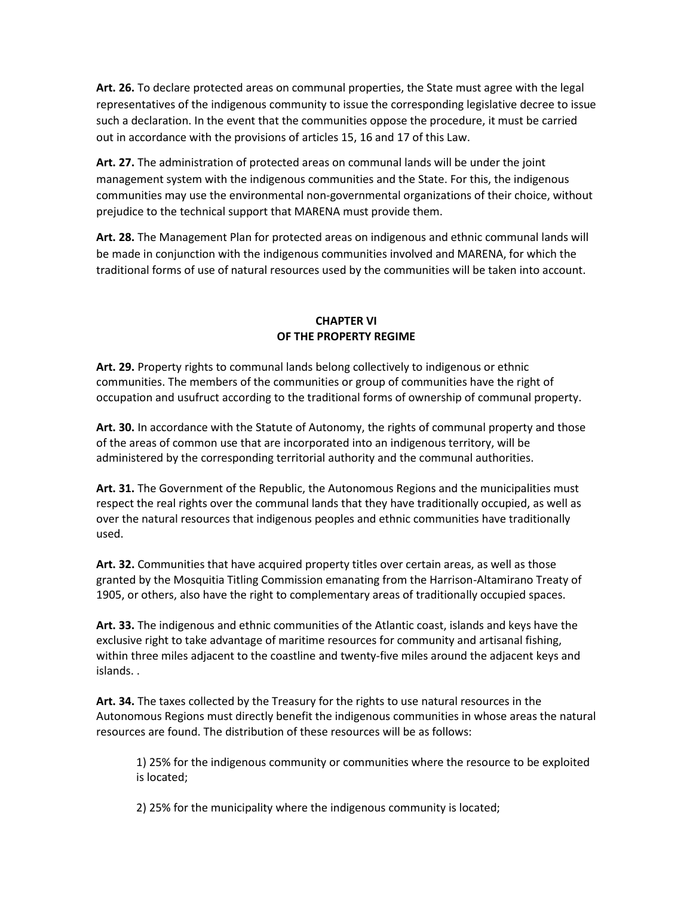**Art. 26.** To declare protected areas on communal properties, the State must agree with the legal representatives of the indigenous community to issue the corresponding legislative decree to issue such a declaration. In the event that the communities oppose the procedure, it must be carried out in accordance with the provisions of articles 15, 16 and 17 of this Law.

**Art. 27.** The administration of protected areas on communal lands will be under the joint management system with the indigenous communities and the State. For this, the indigenous communities may use the environmental non-governmental organizations of their choice, without prejudice to the technical support that MARENA must provide them.

**Art. 28.** The Management Plan for protected areas on indigenous and ethnic communal lands will be made in conjunction with the indigenous communities involved and MARENA, for which the traditional forms of use of natural resources used by the communities will be taken into account.

## CHAPTER VI
## OF THE PROPERTY REGIME

**Art. 29.** Property rights to communal lands belong collectively to indigenous or ethnic communities. The members of the communities or group of communities have the right of occupation and usufruct according to the traditional forms of ownership of communal property.

**Art. 30.** In accordance with the Statute of Autonomy, the rights of communal property and those of the areas of common use that are incorporated into an indigenous territory, will be administered by the corresponding territorial authority and the communal authorities.

**Art. 31.** The Government of the Republic, the Autonomous Regions and the municipalities must respect the real rights over the communal lands that they have traditionally occupied, as well as over the natural resources that indigenous peoples and ethnic communities have traditionally used.

**Art. 32.** Communities that have acquired property titles over certain areas, as well as those granted by the Mosquitia Titling Commission emanating from the Harrison-Altamirano Treaty of 1905, or others, also have the right to complementary areas of traditionally occupied spaces.

**Art. 33.** The indigenous and ethnic communities of the Atlantic coast, islands and keys have the exclusive right to take advantage of maritime resources for community and artisanal fishing, within three miles adjacent to the coastline and twenty-five miles around the adjacent keys and islands. .

**Art. 34.** The taxes collected by the Treasury for the rights to use natural resources in the Autonomous Regions must directly benefit the indigenous communities in whose areas the natural resources are found. The distribution of these resources will be as follows:

1) 25% for the indigenous community or communities where the resource to be exploited is located;

2) 25% for the municipality where the indigenous community is located;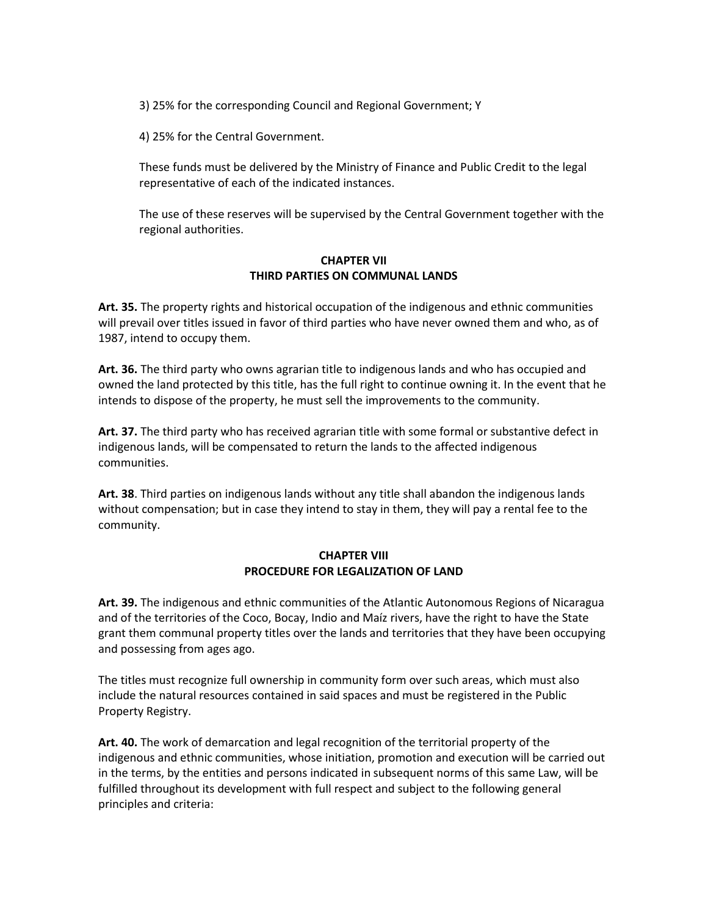3) 25% for the corresponding Council and Regional Government; Y

4) 25% for the Central Government.

These funds must be delivered by the Ministry of Finance and Public Credit to the legal representative of each of the indicated instances.

The use of these reserves will be supervised by the Central Government together with the regional authorities.

## CHAPTER VII
## THIRD PARTIES ON COMMUNAL LANDS

**Art. 35.** The property rights and historical occupation of the indigenous and ethnic communities will prevail over titles issued in favor of third parties who have never owned them and who, as of 1987, intend to occupy them.

**Art. 36.** The third party who owns agrarian title to indigenous lands and who has occupied and owned the land protected by this title, has the full right to continue owning it. In the event that he intends to dispose of the property, he must sell the improvements to the community.

**Art. 37.** The third party who has received agrarian title with some formal or substantive defect in indigenous lands, will be compensated to return the lands to the affected indigenous communities.

**Art. 38**. Third parties on indigenous lands without any title shall abandon the indigenous lands without compensation; but in case they intend to stay in them, they will pay a rental fee to the community.

## CHAPTER VIII
## PROCEDURE FOR LEGALIZATION OF LAND

**Art. 39.** The indigenous and ethnic communities of the Atlantic Autonomous Regions of Nicaragua and of the territories of the Coco, Bocay, Indio and Maíz rivers, have the right to have the State grant them communal property titles over the lands and territories that they have been occupying and possessing from ages ago.

The titles must recognize full ownership in community form over such areas, which must also include the natural resources contained in said spaces and must be registered in the Public Property Registry.

**Art. 40.** The work of demarcation and legal recognition of the territorial property of the indigenous and ethnic communities, whose initiation, promotion and execution will be carried out in the terms, by the entities and persons indicated in subsequent norms of this same Law, will be fulfilled throughout its development with full respect and subject to the following general principles and criteria: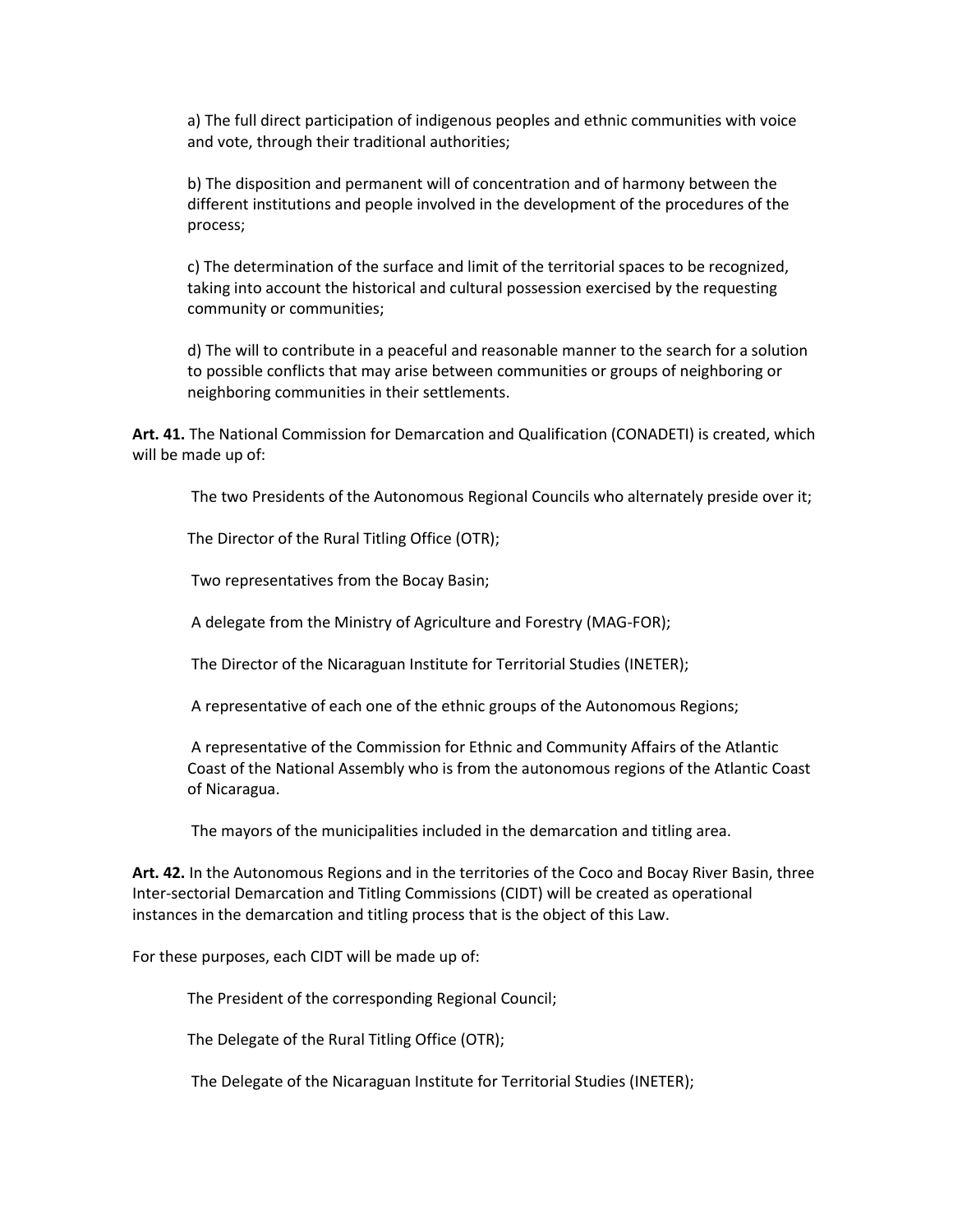a) The full direct participation of indigenous peoples and ethnic communities with voice and vote, through their traditional authorities;

b) The disposition and permanent will of concentration and of harmony between the different institutions and people involved in the development of the procedures of the process;

c) The determination of the surface and limit of the territorial spaces to be recognized, taking into account the historical and cultural possession exercised by the requesting community or communities;

d) The will to contribute in a peaceful and reasonable manner to the search for a solution to possible conflicts that may arise between communities or groups of neighboring or neighboring communities in their settlements.

**Art. 41.** The National Commission for Demarcation and Qualification (CONADETI) is created, which will be made up of:

The two Presidents of the Autonomous Regional Councils who alternately preside over it;

The Director of the Rural Titling Office (OTR);

Two representatives from the Bocay Basin;

A delegate from the Ministry of Agriculture and Forestry (MAG-FOR);

The Director of the Nicaraguan Institute for Territorial Studies (INETER);

A representative of each one of the ethnic groups of the Autonomous Regions;

A representative of the Commission for Ethnic and Community Affairs of the Atlantic Coast of the National Assembly who is from the autonomous regions of the Atlantic Coast of Nicaragua.

The mayors of the municipalities included in the demarcation and titling area.

**Art. 42.** In the Autonomous Regions and in the territories of the Coco and Bocay River Basin, three Inter-sectorial Demarcation and Titling Commissions (CIDT) will be created as operational instances in the demarcation and titling process that is the object of this Law.

For these purposes, each CIDT will be made up of:

The President of the corresponding Regional Council;

The Delegate of the Rural Titling Office (OTR);

The Delegate of the Nicaraguan Institute for Territorial Studies (INETER);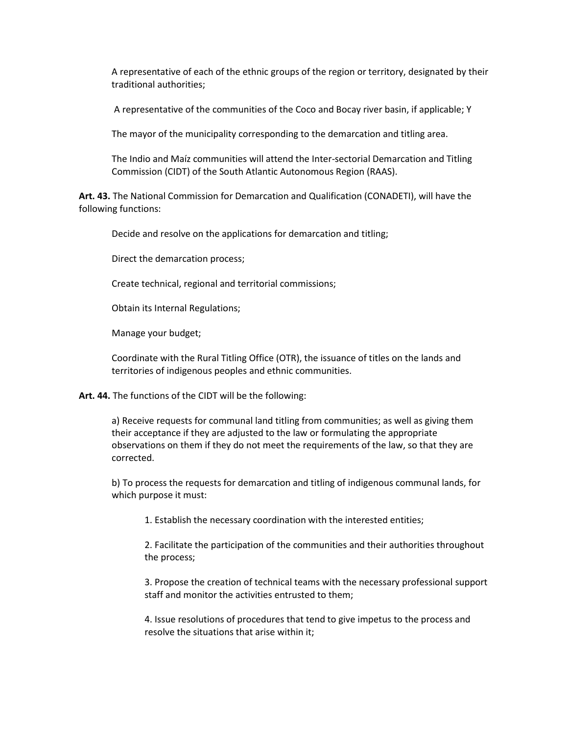A representative of each of the ethnic groups of the region or territory, designated by their traditional authorities;

A representative of the communities of the Coco and Bocay river basin, if applicable; Y

The mayor of the municipality corresponding to the demarcation and titling area.

The Indio and Maíz communities will attend the Inter-sectorial Demarcation and Titling Commission (CIDT) of the South Atlantic Autonomous Region (RAAS).

**Art. 43.** The National Commission for Demarcation and Qualification (CONADETI), will have the following functions:

Decide and resolve on the applications for demarcation and titling;

Direct the demarcation process;

Create technical, regional and territorial commissions;

Obtain its Internal Regulations;

Manage your budget;

Coordinate with the Rural Titling Office (OTR), the issuance of titles on the lands and territories of indigenous peoples and ethnic communities.

**Art. 44.** The functions of the CIDT will be the following:

a) Receive requests for communal land titling from communities; as well as giving them their acceptance if they are adjusted to the law or formulating the appropriate observations on them if they do not meet the requirements of the law, so that they are corrected.

b) To process the requests for demarcation and titling of indigenous communal lands, for which purpose it must:

1. Establish the necessary coordination with the interested entities;

2. Facilitate the participation of the communities and their authorities throughout the process;

3. Propose the creation of technical teams with the necessary professional support staff and monitor the activities entrusted to them;

4. Issue resolutions of procedures that tend to give impetus to the process and resolve the situations that arise within it;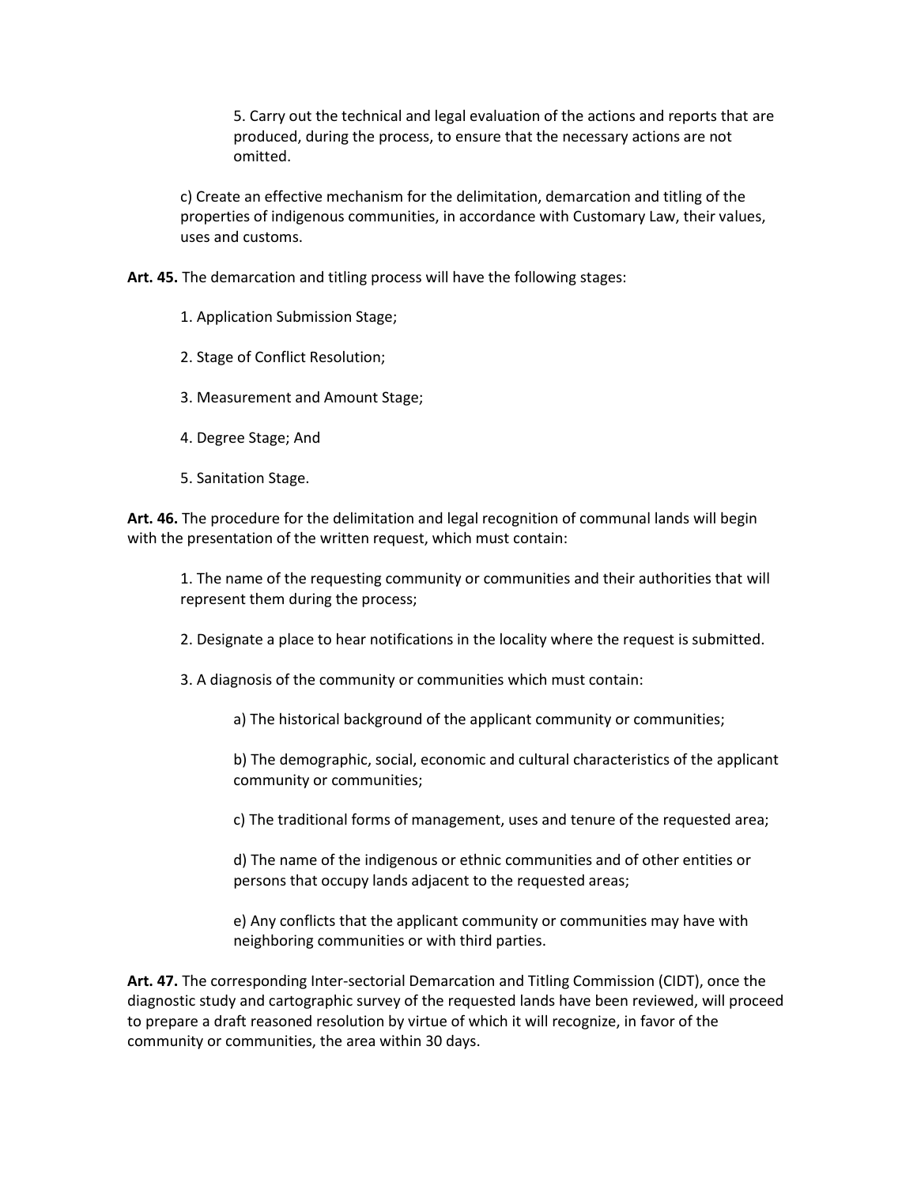5. Carry out the technical and legal evaluation of the actions and reports that are produced, during the process, to ensure that the necessary actions are not omitted.

c) Create an effective mechanism for the delimitation, demarcation and titling of the properties of indigenous communities, in accordance with Customary Law, their values, uses and customs.

**Art. 45.** The demarcation and titling process will have the following stages:

1. Application Submission Stage;

2. Stage of Conflict Resolution;

3. Measurement and Amount Stage;

4. Degree Stage; And

5. Sanitation Stage.

**Art. 46.** The procedure for the delimitation and legal recognition of communal lands will begin with the presentation of the written request, which must contain:

1. The name of the requesting community or communities and their authorities that will represent them during the process;

2. Designate a place to hear notifications in the locality where the request is submitted.

3. A diagnosis of the community or communities which must contain:

    a) The historical background of the applicant community or communities;

    b) The demographic, social, economic and cultural characteristics of the applicant community or communities;

    c) The traditional forms of management, uses and tenure of the requested area;

    d) The name of the indigenous or ethnic communities and of other entities or persons that occupy lands adjacent to the requested areas;

    e) Any conflicts that the applicant community or communities may have with neighboring communities or with third parties.

**Art. 47.** The corresponding Inter-sectorial Demarcation and Titling Commission (CIDT), once the diagnostic study and cartographic survey of the requested lands have been reviewed, will proceed to prepare a draft reasoned resolution by virtue of which it will recognize, in favor of the community or communities, the area within 30 days.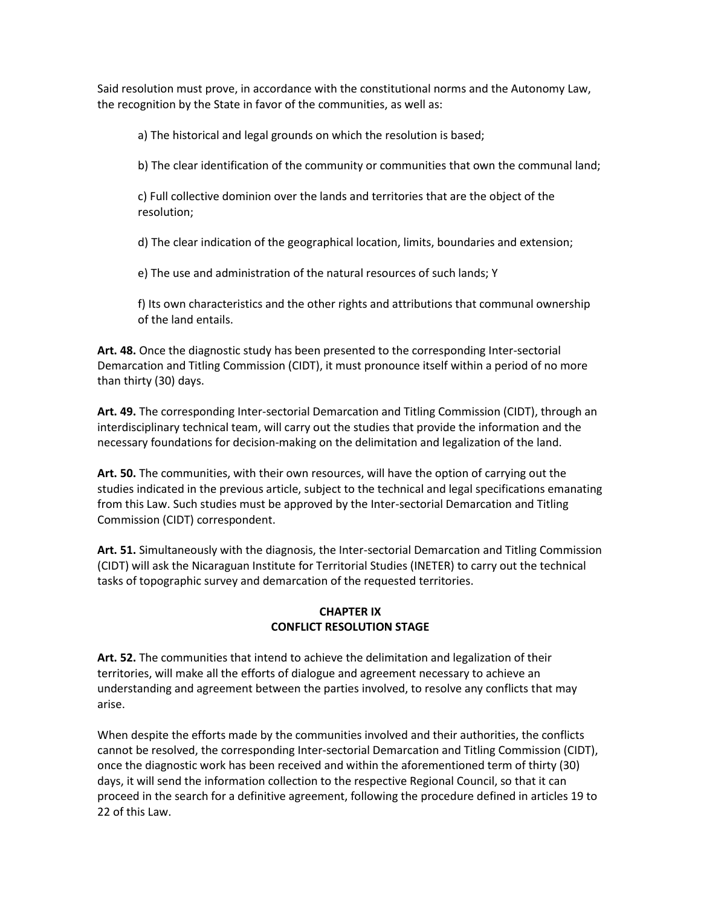Said resolution must prove, in accordance with the constitutional norms and the Autonomy Law, the recognition by the State in favor of the communities, as well as:

a) The historical and legal grounds on which the resolution is based;

b) The clear identification of the community or communities that own the communal land;

c) Full collective dominion over the lands and territories that are the object of the resolution;

d) The clear indication of the geographical location, limits, boundaries and extension;

e) The use and administration of the natural resources of such lands; Y

f) Its own characteristics and the other rights and attributions that communal ownership of the land entails.

**Art. 48.** Once the diagnostic study has been presented to the corresponding Inter-sectorial Demarcation and Titling Commission (CIDT), it must pronounce itself within a period of no more than thirty (30) days.

**Art. 49.** The corresponding Inter-sectorial Demarcation and Titling Commission (CIDT), through an interdisciplinary technical team, will carry out the studies that provide the information and the necessary foundations for decision-making on the delimitation and legalization of the land.

**Art. 50.** The communities, with their own resources, will have the option of carrying out the studies indicated in the previous article, subject to the technical and legal specifications emanating from this Law. Such studies must be approved by the Inter-sectorial Demarcation and Titling Commission (CIDT) correspondent.

**Art. 51.** Simultaneously with the diagnosis, the Inter-sectorial Demarcation and Titling Commission (CIDT) will ask the Nicaraguan Institute for Territorial Studies (INETER) to carry out the technical tasks of topographic survey and demarcation of the requested territories.

## CHAPTER IX
## CONFLICT RESOLUTION STAGE

**Art. 52.** The communities that intend to achieve the delimitation and legalization of their territories, will make all the efforts of dialogue and agreement necessary to achieve an understanding and agreement between the parties involved, to resolve any conflicts that may arise.

When despite the efforts made by the communities involved and their authorities, the conflicts cannot be resolved, the corresponding Inter-sectorial Demarcation and Titling Commission (CIDT), once the diagnostic work has been received and within the aforementioned term of thirty (30) days, it will send the information collection to the respective Regional Council, so that it can proceed in the search for a definitive agreement, following the procedure defined in articles 19 to 22 of this Law.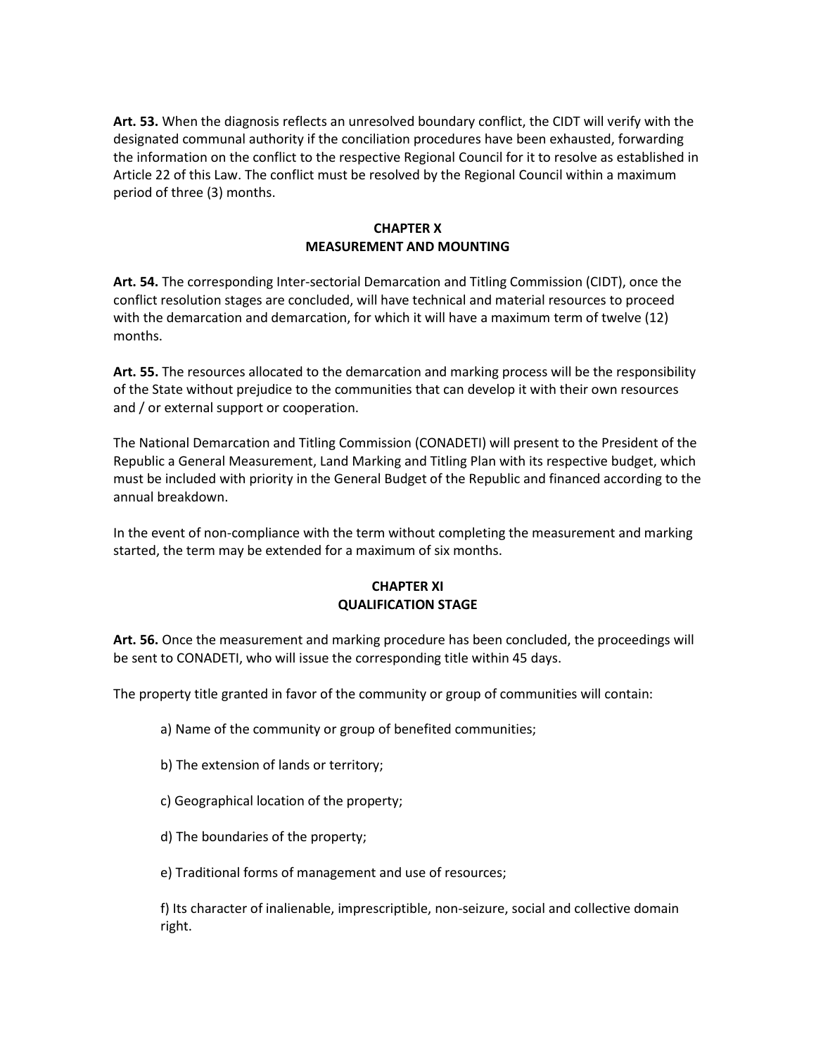**Art. 53.** When the diagnosis reflects an unresolved boundary conflict, the CIDT will verify with the designated communal authority if the conciliation procedures have been exhausted, forwarding the information on the conflict to the respective Regional Council for it to resolve as established in Article 22 of this Law. The conflict must be resolved by the Regional Council within a maximum period of three (3) months.

## CHAPTER X
## MEASUREMENT AND MOUNTING

**Art. 54.** The corresponding Inter-sectorial Demarcation and Titling Commission (CIDT), once the conflict resolution stages are concluded, will have technical and material resources to proceed with the demarcation and demarcation, for which it will have a maximum term of twelve (12) months.

**Art. 55.** The resources allocated to the demarcation and marking process will be the responsibility of the State without prejudice to the communities that can develop it with their own resources and / or external support or cooperation.

The National Demarcation and Titling Commission (CONADETI) will present to the President of the Republic a General Measurement, Land Marking and Titling Plan with its respective budget, which must be included with priority in the General Budget of the Republic and financed according to the annual breakdown.

In the event of non-compliance with the term without completing the measurement and marking started, the term may be extended for a maximum of six months.

## CHAPTER XI
## QUALIFICATION STAGE

**Art. 56.** Once the measurement and marking procedure has been concluded, the proceedings will be sent to CONADETI, who will issue the corresponding title within 45 days.

The property title granted in favor of the community or group of communities will contain:

a) Name of the community or group of benefited communities;

b) The extension of lands or territory;

c) Geographical location of the property;

d) The boundaries of the property;

e) Traditional forms of management and use of resources;

f) Its character of inalienable, imprescriptible, non-seizure, social and collective domain right.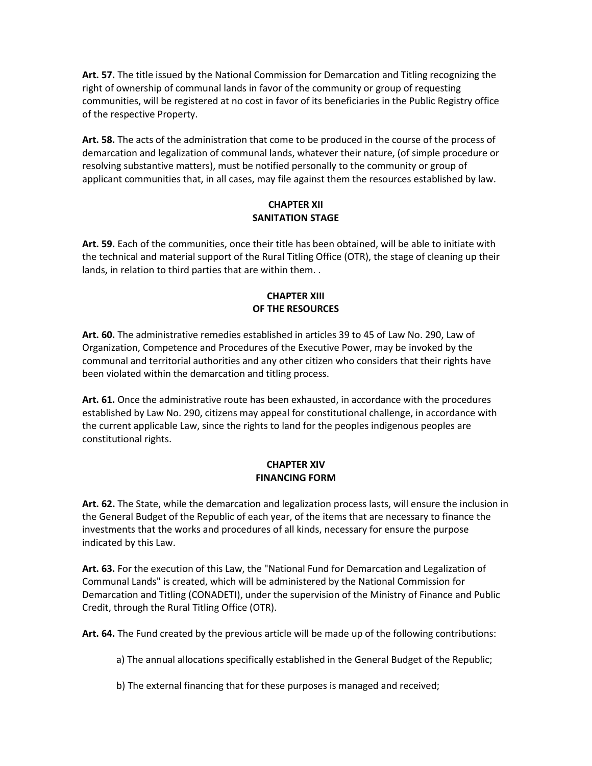**Art. 57.** The title issued by the National Commission for Demarcation and Titling recognizing the right of ownership of communal lands in favor of the community or group of requesting communities, will be registered at no cost in favor of its beneficiaries in the Public Registry office of the respective Property.

**Art. 58.** The acts of the administration that come to be produced in the course of the process of demarcation and legalization of communal lands, whatever their nature, (of simple procedure or resolving substantive matters), must be notified personally to the community or group of applicant communities that, in all cases, may file against them the resources established by law.

## CHAPTER XII
## SANITATION STAGE

**Art. 59.** Each of the communities, once their title has been obtained, will be able to initiate with the technical and material support of the Rural Titling Office (OTR), the stage of cleaning up their lands, in relation to third parties that are within them. .

## CHAPTER XIII
## OF THE RESOURCES

**Art. 60.** The administrative remedies established in articles 39 to 45 of Law No. 290, Law of Organization, Competence and Procedures of the Executive Power, may be invoked by the communal and territorial authorities and any other citizen who considers that their rights have been violated within the demarcation and titling process.

**Art. 61.** Once the administrative route has been exhausted, in accordance with the procedures established by Law No. 290, citizens may appeal for constitutional challenge, in accordance with the current applicable Law, since the rights to land for the peoples indigenous peoples are constitutional rights.

## CHAPTER XIV
## FINANCING FORM

**Art. 62.** The State, while the demarcation and legalization process lasts, will ensure the inclusion in the General Budget of the Republic of each year, of the items that are necessary to finance the investments that the works and procedures of all kinds, necessary for ensure the purpose indicated by this Law.

**Art. 63.** For the execution of this Law, the "National Fund for Demarcation and Legalization of Communal Lands" is created, which will be administered by the National Commission for Demarcation and Titling (CONADETI), under the supervision of the Ministry of Finance and Public Credit, through the Rural Titling Office (OTR).

**Art. 64.** The Fund created by the previous article will be made up of the following contributions:

a) The annual allocations specifically established in the General Budget of the Republic;

b) The external financing that for these purposes is managed and received;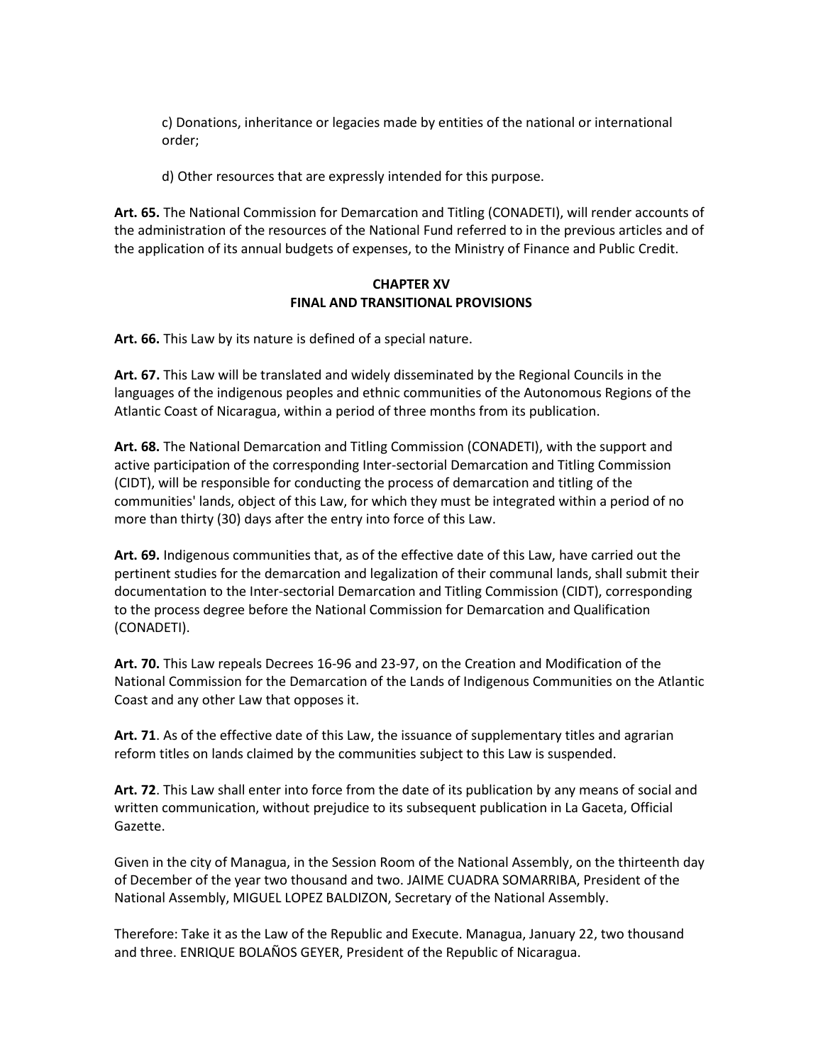c) Donations, inheritance or legacies made by entities of the national or international order;

d) Other resources that are expressly intended for this purpose.

**Art. 65.** The National Commission for Demarcation and Titling (CONADETI), will render accounts of the administration of the resources of the National Fund referred to in the previous articles and of the application of its annual budgets of expenses, to the Ministry of Finance and Public Credit.

## CHAPTER XV
## FINAL AND TRANSITIONAL PROVISIONS

**Art. 66.** This Law by its nature is defined of a special nature.

**Art. 67.** This Law will be translated and widely disseminated by the Regional Councils in the languages of the indigenous peoples and ethnic communities of the Autonomous Regions of the Atlantic Coast of Nicaragua, within a period of three months from its publication.

**Art. 68.** The National Demarcation and Titling Commission (CONADETI), with the support and active participation of the corresponding Inter-sectorial Demarcation and Titling Commission (CIDT), will be responsible for conducting the process of demarcation and titling of the communities' lands, object of this Law, for which they must be integrated within a period of no more than thirty (30) days after the entry into force of this Law.

**Art. 69.** Indigenous communities that, as of the effective date of this Law, have carried out the pertinent studies for the demarcation and legalization of their communal lands, shall submit their documentation to the Inter-sectorial Demarcation and Titling Commission (CIDT), corresponding to the process degree before the National Commission for Demarcation and Qualification (CONADETI).

**Art. 70.** This Law repeals Decrees 16-96 and 23-97, on the Creation and Modification of the National Commission for the Demarcation of the Lands of Indigenous Communities on the Atlantic Coast and any other Law that opposes it.

**Art. 71**. As of the effective date of this Law, the issuance of supplementary titles and agrarian reform titles on lands claimed by the communities subject to this Law is suspended.

**Art. 72**. This Law shall enter into force from the date of its publication by any means of social and written communication, without prejudice to its subsequent publication in La Gaceta, Official Gazette.

Given in the city of Managua, in the Session Room of the National Assembly, on the thirteenth day of December of the year two thousand and two. JAIME CUADRA SOMARRIBA, President of the National Assembly, MIGUEL LOPEZ BALDIZON, Secretary of the National Assembly.

Therefore: Take it as the Law of the Republic and Execute. Managua, January 22, two thousand and three. ENRIQUE BOLAÑOS GEYER, President of the Republic of Nicaragua.